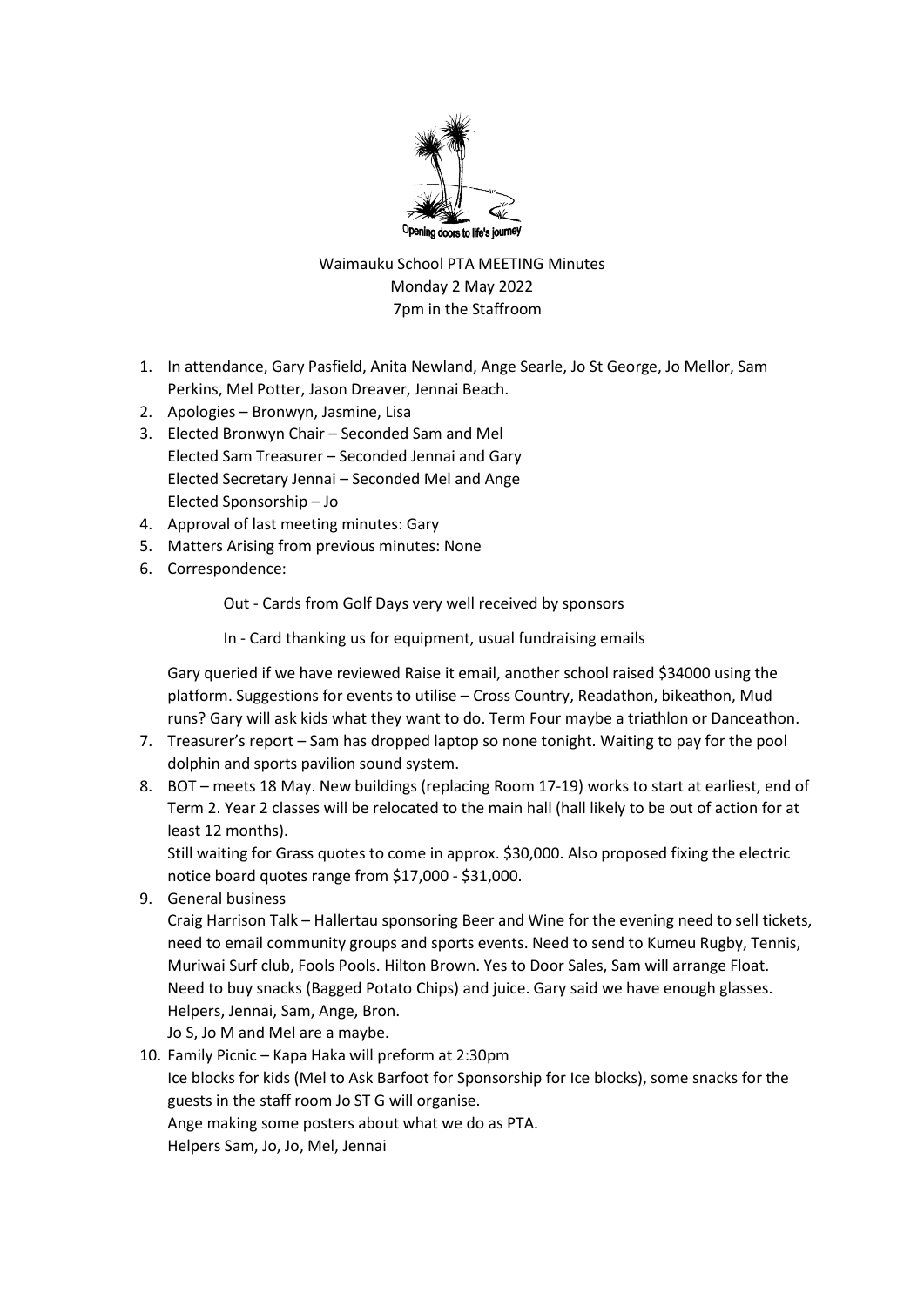Opening doors to life's journey

Waimauku School PTA MEETING Minutes
Monday 2 May 2022
7pm in the Staffroom

1. In attendance, Gary Pasfield, Anita Newland, Ange Searle, Jo St George, Jo Mellor, Sam Perkins, Mel Potter, Jason Dreaver, Jennai Beach.
2. Apologies – Bronwyn, Jasmine, Lisa
3. Elected Bronwyn Chair – Seconded Sam and Mel
   Elected Sam Treasurer – Seconded Jennai and Gary
   Elected Secretary Jennai – Seconded Mel and Ange
   Elected Sponsorship – Jo
4. Approval of last meeting minutes: Gary
5. Matters Arising from previous minutes: None
6. Correspondence:

   Out - Cards from Golf Days very well received by sponsors

   In - Card thanking us for equipment, usual fundraising emails

   Gary queried if we have reviewed Raise it email, another school raised $34000 using the platform. Suggestions for events to utilise – Cross Country, Readathon, bikeathon, Mud runs? Gary will ask kids what they want to do. Term Four maybe a triathlon or Danceathon.
7. Treasurer's report – Sam has dropped laptop so none tonight. Waiting to pay for the pool dolphin and sports pavilion sound system.
8. BOT – meets 18 May. New buildings (replacing Room 17-19) works to start at earliest, end of Term 2. Year 2 classes will be relocated to the main hall (hall likely to be out of action for at least 12 months).
   Still waiting for Grass quotes to come in approx. $30,000. Also proposed fixing the electric notice board quotes range from $17,000 - $31,000.
9. General business
   Craig Harrison Talk – Hallertau sponsoring Beer and Wine for the evening need to sell tickets, need to email community groups and sports events. Need to send to Kumeu Rugby, Tennis, Muriwai Surf club, Fools Pools. Hilton Brown. Yes to Door Sales, Sam will arrange Float. Need to buy snacks (Bagged Potato Chips) and juice. Gary said we have enough glasses. Helpers, Jennai, Sam, Ange, Bron.
   Jo S, Jo M and Mel are a maybe.
10. Family Picnic – Kapa Haka will preform at 2:30pm
    Ice blocks for kids (Mel to Ask Barfoot for Sponsorship for Ice blocks), some snacks for the guests in the staff room Jo ST G will organise.
    Ange making some posters about what we do as PTA.
    Helpers Sam, Jo, Jo, Mel, Jennai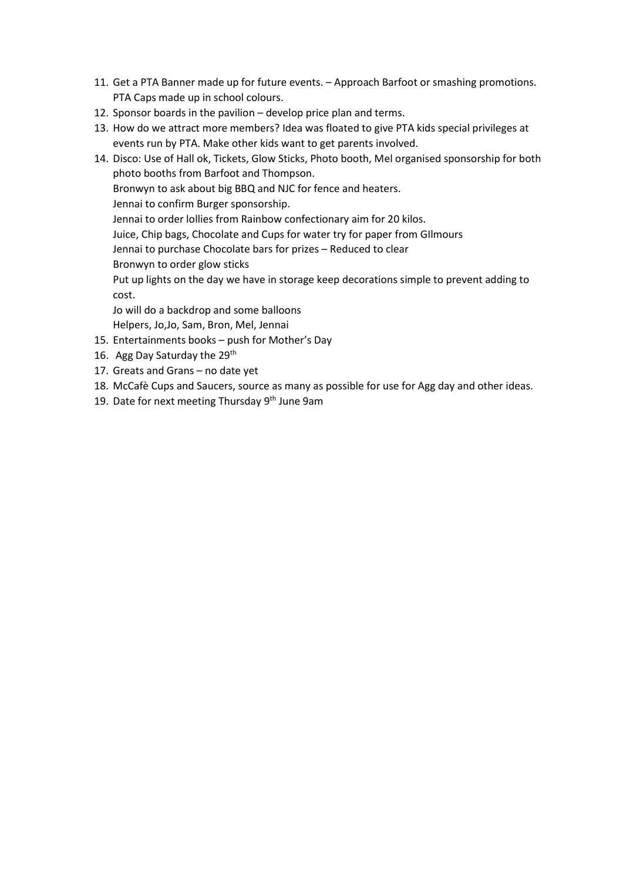11. Get a PTA Banner made up for future events. – Approach Barfoot or smashing promotions. PTA Caps made up in school colours.
12. Sponsor boards in the pavilion – develop price plan and terms.
13. How do we attract more members? Idea was floated to give PTA kids special privileges at events run by PTA. Make other kids want to get parents involved.
14. Disco: Use of Hall ok, Tickets, Glow Sticks, Photo booth, Mel organised sponsorship for both photo booths from Barfoot and Thompson.
    Bronwyn to ask about big BBQ and NJC for fence and heaters.
    Jennai to confirm Burger sponsorship.
    Jennai to order lollies from Rainbow confectionary aim for 20 kilos.
    Juice, Chip bags, Chocolate and Cups for water try for paper from GIlmours
    Jennai to purchase Chocolate bars for prizes – Reduced to clear
    Bronwyn to order glow sticks
    Put up lights on the day we have in storage keep decorations simple to prevent adding to cost.
    Jo will do a backdrop and some balloons
    Helpers, Jo,Jo, Sam, Bron, Mel, Jennai
15. Entertainments books – push for Mother's Day
16. Agg Day Saturday the 29th
17. Greats and Grans – no date yet
18. McCafè Cups and Saucers, source as many as possible for use for Agg day and other ideas.
19. Date for next meeting Thursday 9th June 9am